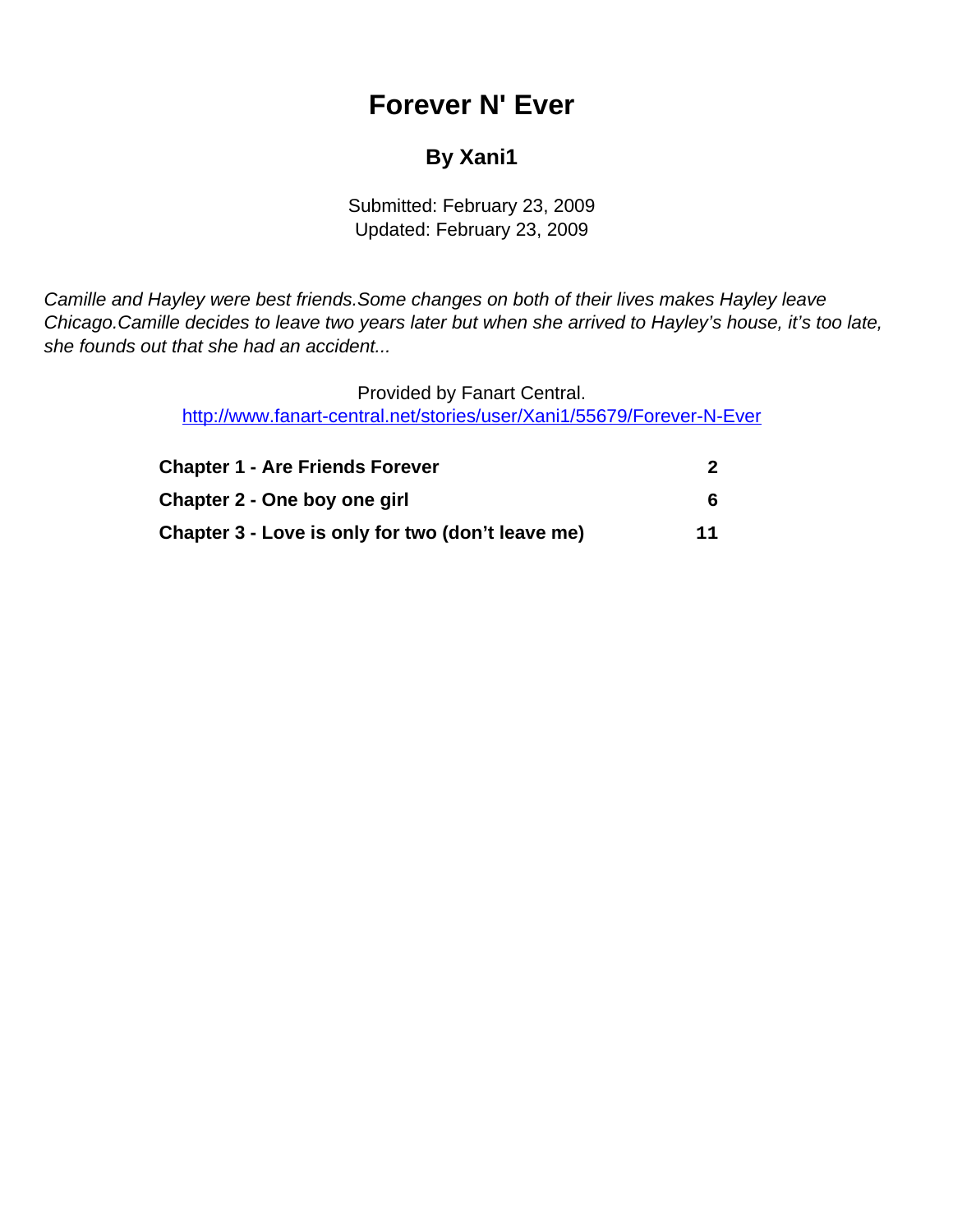# Forever N' Ever

## By Xani1

Submitted: February 23, 2009
Updated: February 23, 2009

*Camille and Hayley were best friends.Some changes on both of their lives makes Hayley leave Chicago.Camille decides to leave two years later but when she arrived to Hayley's house, it's too late, she founds out that she had an accident...*

Provided by Fanart Central.
[http://www.fanart-central.net/stories/user/Xani1/55679/Forever-N-Ever](http://www.fanart-central.net/stories/user/Xani1/55679/Forever-N-Ever)

| | |
|---|---|
| **Chapter 1 - Are Friends Forever** | **2** |
| **Chapter 2 - One boy one girl** | **6** |
| **Chapter 3 - Love is only for two (don't leave me)** | **11** |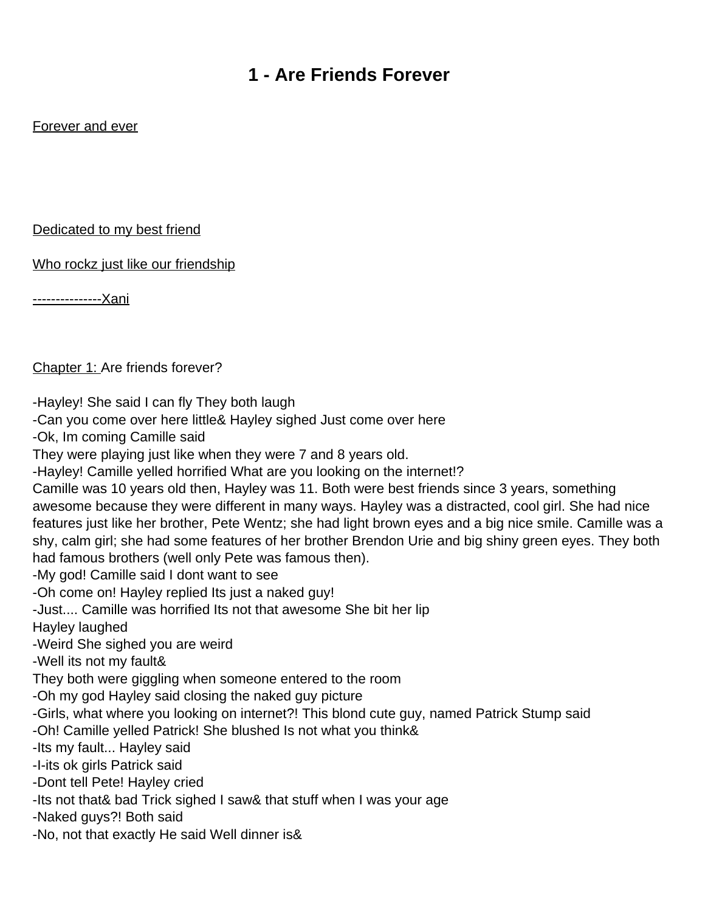# 1 - Are Friends Forever

Forever and ever

Dedicated to my best friend

Who rockz just like our friendship

---------------Xani

Chapter 1: Are friends forever?

-Hayley! She said I can fly They both laugh
-Can you come over here little& Hayley sighed Just come over here
-Ok, Im coming Camille said
They were playing just like when they were 7 and 8 years old.
-Hayley! Camille yelled horrified What are you looking on the internet!?
Camille was 10 years old then, Hayley was 11. Both were best friends since 3 years, something awesome because they were different in many ways. Hayley was a distracted, cool girl. She had nice features just like her brother, Pete Wentz; she had light brown eyes and a big nice smile. Camille was a shy, calm girl; she had some features of her brother Brendon Urie and big shiny green eyes. They both had famous brothers (well only Pete was famous then).
-My god! Camille said I dont want to see
-Oh come on! Hayley replied Its just a naked guy!
-Just.... Camille was horrified Its not that awesome She bit her lip
Hayley laughed
-Weird She sighed you are weird
-Well its not my fault&
They both were giggling when someone entered to the room
-Oh my god Hayley said closing the naked guy picture
-Girls, what where you looking on internet?! This blond cute guy, named Patrick Stump said
-Oh! Camille yelled Patrick! She blushed Is not what you think&
-Its my fault... Hayley said
-I-its ok girls Patrick said
-Dont tell Pete! Hayley cried
-Its not that& bad Trick sighed I saw& that stuff when I was your age
-Naked guys?! Both said
-No, not that exactly He said Well dinner is&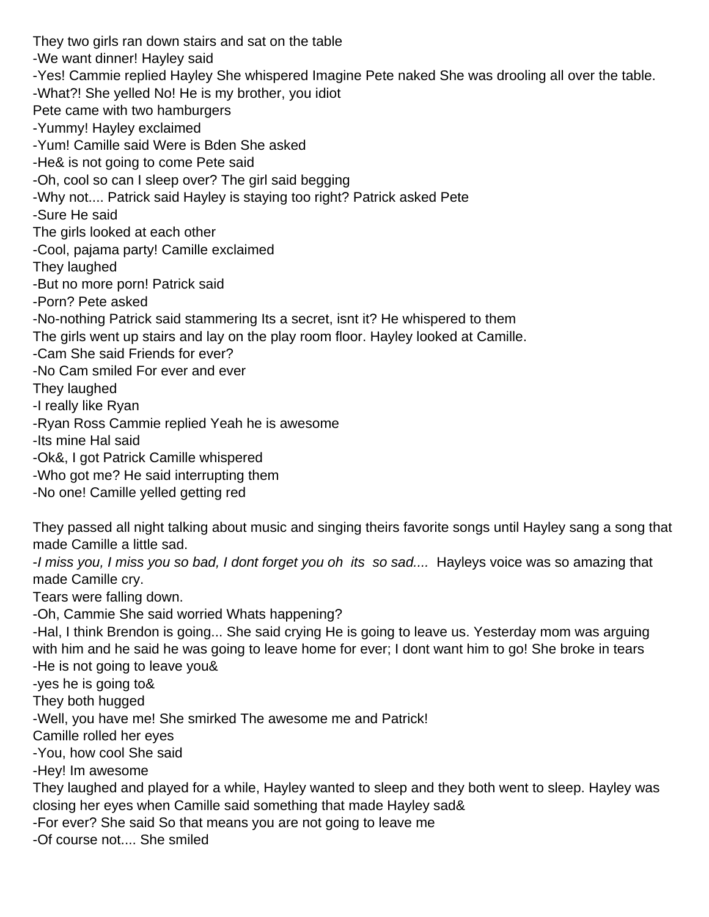They two girls ran down stairs and sat on the table

-We want dinner! Hayley said

-Yes! Cammie replied Hayley She whispered Imagine Pete naked She was drooling all over the table.

-What?! She yelled No! He is my brother, you idiot

Pete came with two hamburgers

-Yummy! Hayley exclaimed

-Yum! Camille said Were is Bden She asked

-He& is not going to come Pete said

-Oh, cool so can I sleep over? The girl said begging

-Why not.... Patrick said Hayley is staying too right? Patrick asked Pete

-Sure He said

The girls looked at each other

-Cool, pajama party! Camille exclaimed

They laughed

-But no more porn! Patrick said

-Porn? Pete asked

-No-nothing Patrick said stammering Its a secret, isnt it? He whispered to them

The girls went up stairs and lay on the play room floor. Hayley looked at Camille.

-Cam She said Friends for ever?

-No Cam smiled For ever and ever

They laughed

-I really like Ryan

-Ryan Ross Cammie replied Yeah he is awesome

-Its mine Hal said

-Ok&, I got Patrick Camille whispered

-Who got me? He said interrupting them

-No one! Camille yelled getting red

They passed all night talking about music and singing theirs favorite songs until Hayley sang a song that made Camille a little sad.

-*I miss you, I miss you so bad, I dont forget you oh its so sad....* Hayleys voice was so amazing that made Camille cry.

Tears were falling down.

-Oh, Cammie She said worried Whats happening?

-Hal, I think Brendon is going... She said crying He is going to leave us. Yesterday mom was arguing with him and he said he was going to leave home for ever; I dont want him to go! She broke in tears

-He is not going to leave you&

-yes he is going to&

They both hugged

-Well, you have me! She smirked The awesome me and Patrick!

Camille rolled her eyes

-You, how cool She said

-Hey! Im awesome

They laughed and played for a while, Hayley wanted to sleep and they both went to sleep. Hayley was closing her eyes when Camille said something that made Hayley sad&

-For ever? She said So that means you are not going to leave me

-Of course not.... She smiled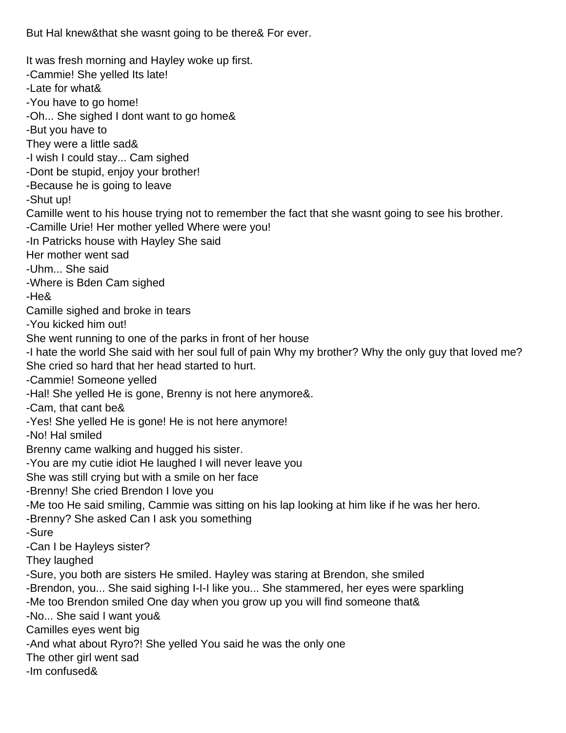But Hal knew&that she wasnt going to be there& For ever.

It was fresh morning and Hayley woke up first.
-Cammie! She yelled Its late!
-Late for what&
-You have to go home!
-Oh... She sighed I dont want to go home&
-But you have to
They were a little sad&
-I wish I could stay... Cam sighed
-Dont be stupid, enjoy your brother!
-Because he is going to leave
-Shut up!
Camille went to his house trying not to remember the fact that she wasnt going to see his brother.
-Camille Urie! Her mother yelled Where were you!
-In Patricks house with Hayley She said
Her mother went sad
-Uhm... She said
-Where is Bden Cam sighed
-He&
Camille sighed and broke in tears
-You kicked him out!
She went running to one of the parks in front of her house
-I hate the world She said with her soul full of pain Why my brother? Why the only guy that loved me?
She cried so hard that her head started to hurt.
-Cammie! Someone yelled
-Hal! She yelled He is gone, Brenny is not here anymore&.
-Cam, that cant be&
-Yes! She yelled He is gone! He is not here anymore!
-No! Hal smiled
Brenny came walking and hugged his sister.
-You are my cutie idiot He laughed I will never leave you
She was still crying but with a smile on her face
-Brenny! She cried Brendon I love you
-Me too He said smiling, Cammie was sitting on his lap looking at him like if he was her hero.
-Brenny? She asked Can I ask you something
-Sure
-Can I be Hayleys sister?
They laughed
-Sure, you both are sisters He smiled. Hayley was staring at Brendon, she smiled
-Brendon, you... She said sighing I-I-I like you... She stammered, her eyes were sparkling
-Me too Brendon smiled One day when you grow up you will find someone that&
-No... She said I want you&
Camilles eyes went big
-And what about Ryro?! She yelled You said he was the only one
The other girl went sad
-Im confused&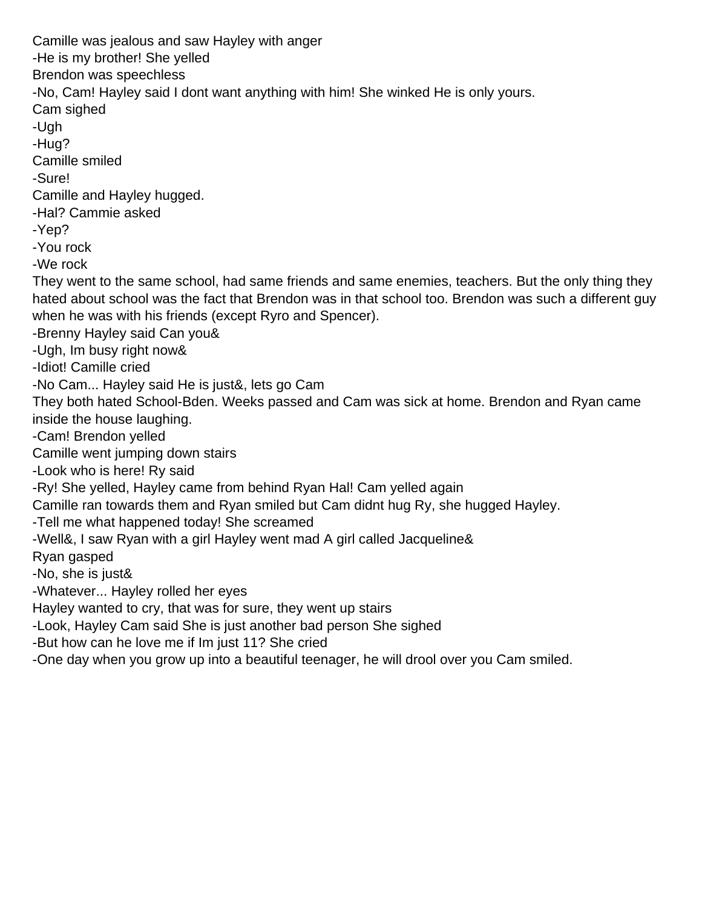Camille was jealous and saw Hayley with anger

-He is my brother! She yelled

Brendon was speechless

-No, Cam! Hayley said I dont want anything with him! She winked He is only yours.

Cam sighed

-Ugh

-Hug?

Camille smiled

-Sure!

Camille and Hayley hugged.

-Hal? Cammie asked

-Yep?

-You rock

-We rock

They went to the same school, had same friends and same enemies, teachers. But the only thing they hated about school was the fact that Brendon was in that school too. Brendon was such a different guy when he was with his friends (except Ryro and Spencer).

-Brenny Hayley said Can you&

-Ugh, Im busy right now&

-Idiot! Camille cried

-No Cam... Hayley said He is just&, lets go Cam

They both hated School-Bden. Weeks passed and Cam was sick at home. Brendon and Ryan came inside the house laughing.

-Cam! Brendon yelled

Camille went jumping down stairs

-Look who is here! Ry said

-Ry! She yelled, Hayley came from behind Ryan Hal! Cam yelled again

Camille ran towards them and Ryan smiled but Cam didnt hug Ry, she hugged Hayley.

-Tell me what happened today! She screamed

-Well&, I saw Ryan with a girl Hayley went mad A girl called Jacqueline&

Ryan gasped

-No, she is just&

-Whatever... Hayley rolled her eyes

Hayley wanted to cry, that was for sure, they went up stairs

-Look, Hayley Cam said She is just another bad person She sighed

-But how can he love me if Im just 11? She cried

-One day when you grow up into a beautiful teenager, he will drool over you Cam smiled.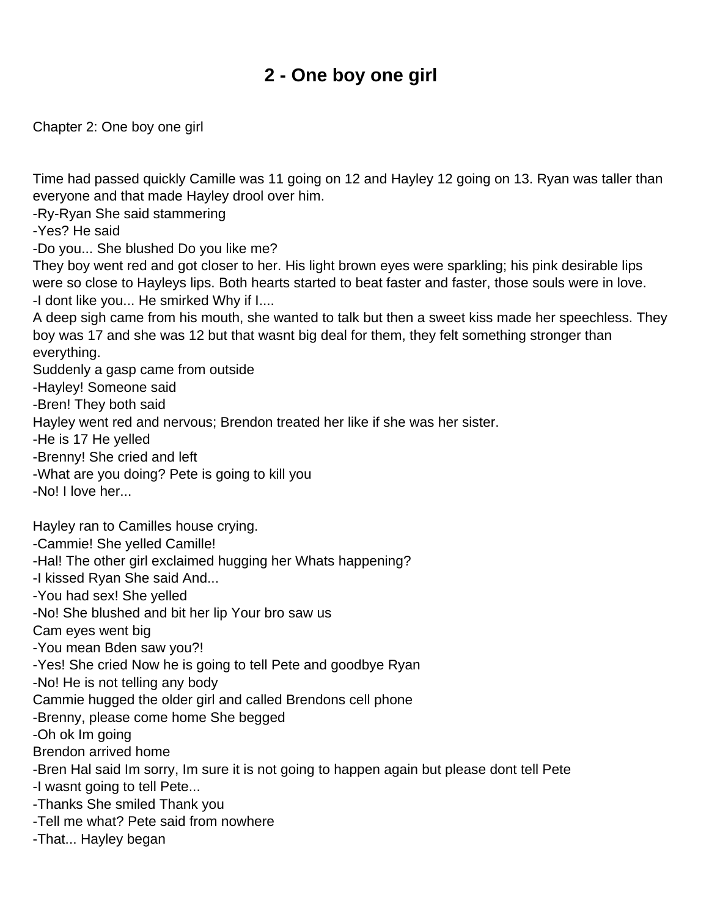# 2 - One boy one girl

Chapter 2: One boy one girl

Time had passed quickly Camille was 11 going on 12 and Hayley 12 going on 13. Ryan was taller than everyone and that made Hayley drool over him.

-Ry-Ryan She said stammering

-Yes? He said

-Do you... She blushed Do you like me?

They boy went red and got closer to her. His light brown eyes were sparkling; his pink desirable lips were so close to Hayleys lips. Both hearts started to beat faster and faster, those souls were in love.

-I dont like you... He smirked Why if I....

A deep sigh came from his mouth, she wanted to talk but then a sweet kiss made her speechless. They boy was 17 and she was 12 but that wasnt big deal for them, they felt something stronger than everything.

Suddenly a gasp came from outside

-Hayley! Someone said

-Bren! They both said

Hayley went red and nervous; Brendon treated her like if she was her sister.

-He is 17 He yelled

-Brenny! She cried and left

-What are you doing? Pete is going to kill you

-No! I love her...

Hayley ran to Camilles house crying.

-Cammie! She yelled Camille!

-Hal! The other girl exclaimed hugging her Whats happening?

-I kissed Ryan She said And...

-You had sex! She yelled

-No! She blushed and bit her lip Your bro saw us

Cam eyes went big

-You mean Bden saw you?!

-Yes! She cried Now he is going to tell Pete and goodbye Ryan

-No! He is not telling any body

Cammie hugged the older girl and called Brendons cell phone

-Brenny, please come home She begged

-Oh ok Im going

Brendon arrived home

-Bren Hal said Im sorry, Im sure it is not going to happen again but please dont tell Pete

-I wasnt going to tell Pete...

-Thanks She smiled Thank you

-Tell me what? Pete said from nowhere

-That... Hayley began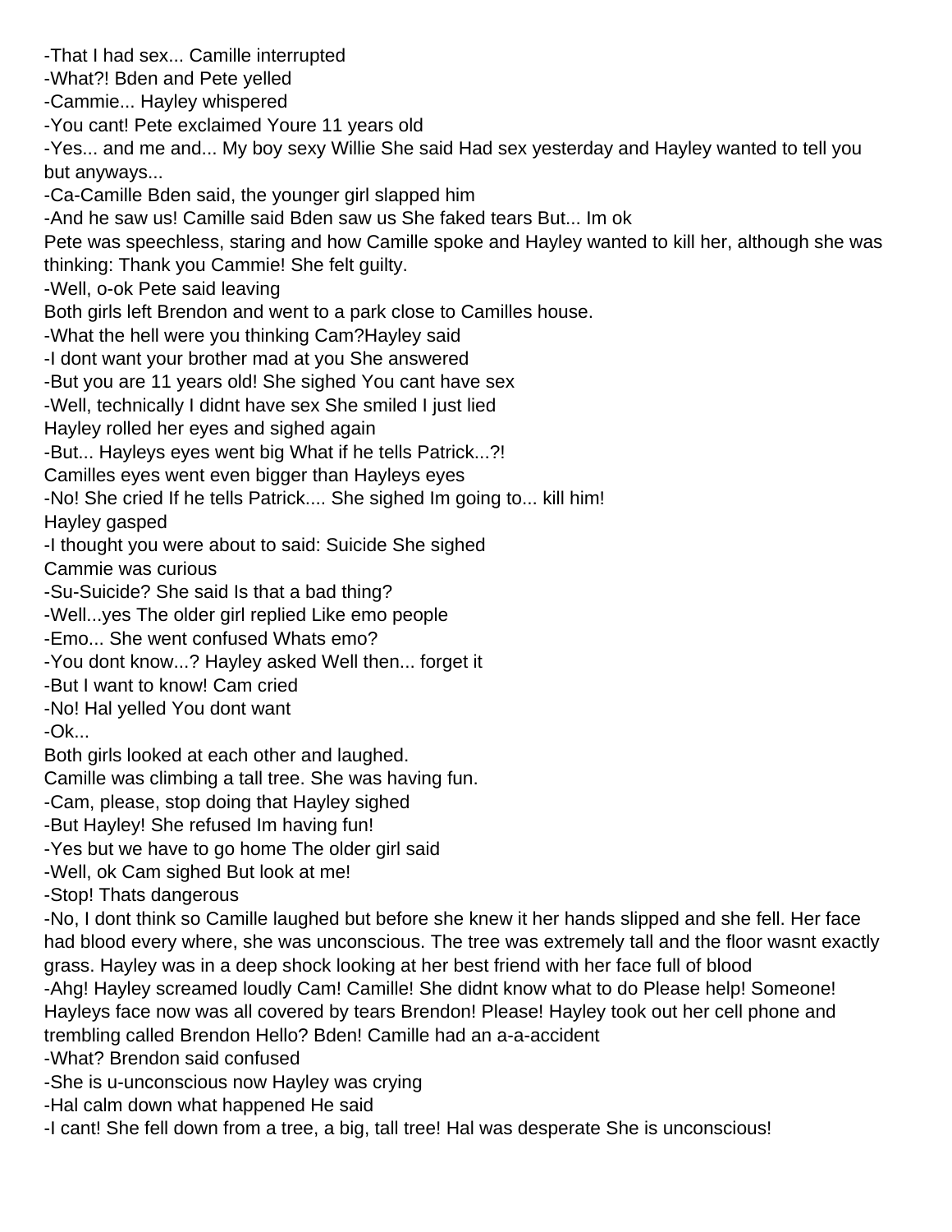-That I had sex... Camille interrupted

-What?! Bden and Pete yelled

-Cammie... Hayley whispered

-You cant! Pete exclaimed Youre 11 years old

-Yes... and me and... My boy sexy Willie She said Had sex yesterday and Hayley wanted to tell you but anyways...

-Ca-Camille Bden said, the younger girl slapped him

-And he saw us! Camille said Bden saw us She faked tears But... Im ok

Pete was speechless, staring and how Camille spoke and Hayley wanted to kill her, although she was thinking: Thank you Cammie! She felt guilty.

-Well, o-ok Pete said leaving

Both girls left Brendon and went to a park close to Camilles house.

-What the hell were you thinking Cam?Hayley said

-I dont want your brother mad at you She answered

-But you are 11 years old! She sighed You cant have sex

-Well, technically I didnt have sex She smiled I just lied

Hayley rolled her eyes and sighed again

-But... Hayleys eyes went big What if he tells Patrick...?!

Camilles eyes went even bigger than Hayleys eyes

-No! She cried If he tells Patrick.... She sighed Im going to... kill him!

Hayley gasped

-I thought you were about to said: Suicide She sighed

Cammie was curious

-Su-Suicide? She said Is that a bad thing?

-Well...yes The older girl replied Like emo people

-Emo... She went confused Whats emo?

-You dont know...? Hayley asked Well then... forget it

-But I want to know! Cam cried

-No! Hal yelled You dont want

-Ok...

Both girls looked at each other and laughed.

Camille was climbing a tall tree. She was having fun.

-Cam, please, stop doing that Hayley sighed

-But Hayley! She refused Im having fun!

-Yes but we have to go home The older girl said

-Well, ok Cam sighed But look at me!

-Stop! Thats dangerous

-No, I dont think so Camille laughed but before she knew it her hands slipped and she fell. Her face had blood every where, she was unconscious. The tree was extremely tall and the floor wasnt exactly grass. Hayley was in a deep shock looking at her best friend with her face full of blood

-Ahg! Hayley screamed loudly Cam! Camille! She didnt know what to do Please help! Someone! Hayleys face now was all covered by tears Brendon! Please! Hayley took out her cell phone and trembling called Brendon Hello? Bden! Camille had an a-a-accident

-What? Brendon said confused

-She is u-unconscious now Hayley was crying

-Hal calm down what happened He said

-I cant! She fell down from a tree, a big, tall tree! Hal was desperate She is unconscious!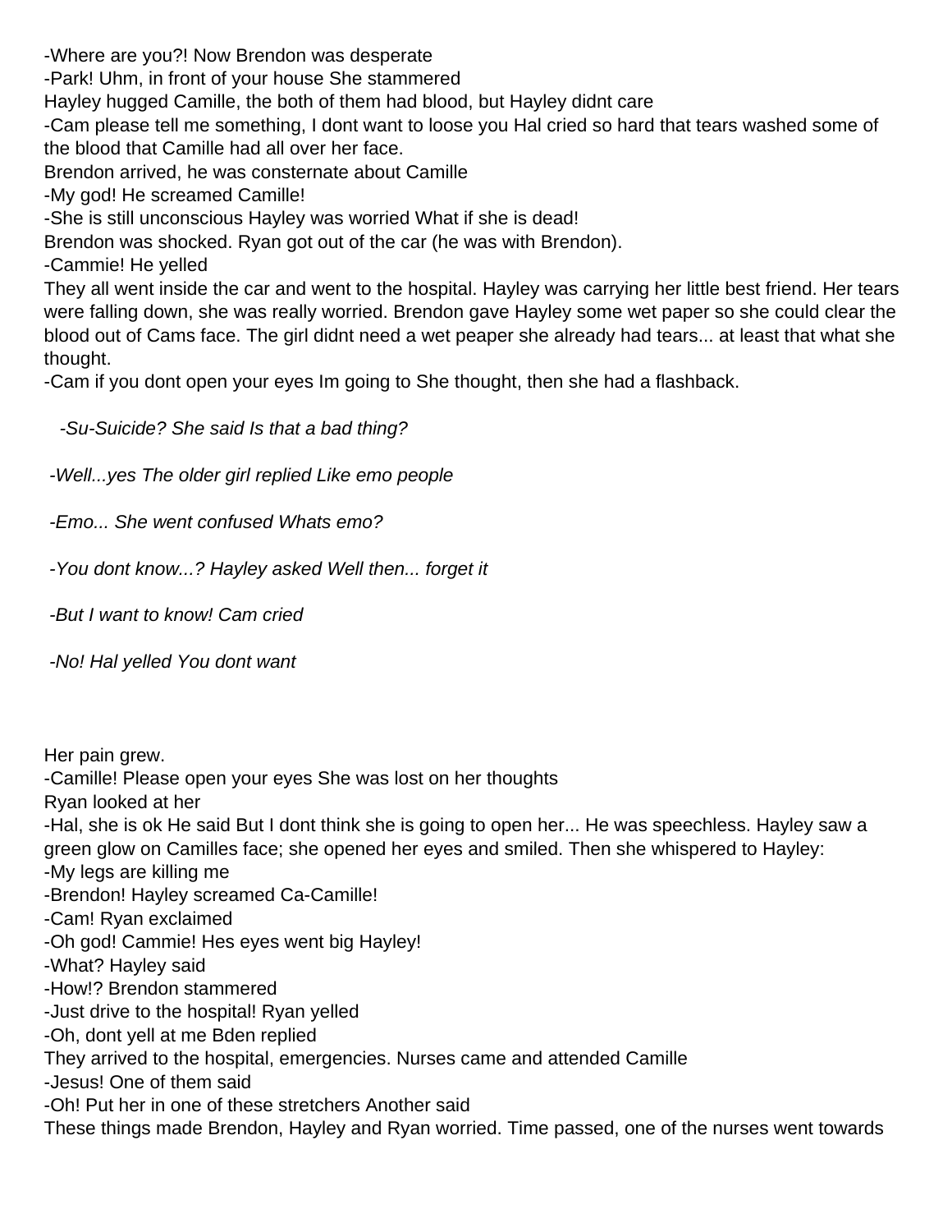-Where are you?! Now Brendon was desperate
-Park! Uhm, in front of your house She stammered
Hayley hugged Camille, the both of them had blood, but Hayley didnt care
-Cam please tell me something, I dont want to loose you Hal cried so hard that tears washed some of the blood that Camille had all over her face.
Brendon arrived, he was consternate about Camille
-My god! He screamed Camille!
-She is still unconscious Hayley was worried What if she is dead!
Brendon was shocked. Ryan got out of the car (he was with Brendon).
-Cammie! He yelled
They all went inside the car and went to the hospital. Hayley was carrying her little best friend. Her tears were falling down, she was really worried. Brendon gave Hayley some wet paper so she could clear the blood out of Cams face. The girl didnt need a wet peaper she already had tears... at least that what she thought.
-Cam if you dont open your eyes Im going to She thought, then she had a flashback.

*-Su-Suicide? She said Is that a bad thing?*

*-Well...yes The older girl replied Like emo people*

*-Emo... She went confused Whats emo?*

*-You dont know...? Hayley asked Well then... forget it*

*-But I want to know! Cam cried*

*-No! Hal yelled You dont want*

Her pain grew.
-Camille! Please open your eyes She was lost on her thoughts
Ryan looked at her
-Hal, she is ok He said But I dont think she is going to open her... He was speechless. Hayley saw a green glow on Camilles face; she opened her eyes and smiled. Then she whispered to Hayley:
-My legs are killing me
-Brendon! Hayley screamed Ca-Camille!
-Cam! Ryan exclaimed
-Oh god! Cammie! Hes eyes went big Hayley!
-What? Hayley said
-How!? Brendon stammered
-Just drive to the hospital! Ryan yelled
-Oh, dont yell at me Bden replied
They arrived to the hospital, emergencies. Nurses came and attended Camille
-Jesus! One of them said
-Oh! Put her in one of these stretchers Another said
These things made Brendon, Hayley and Ryan worried. Time passed, one of the nurses went towards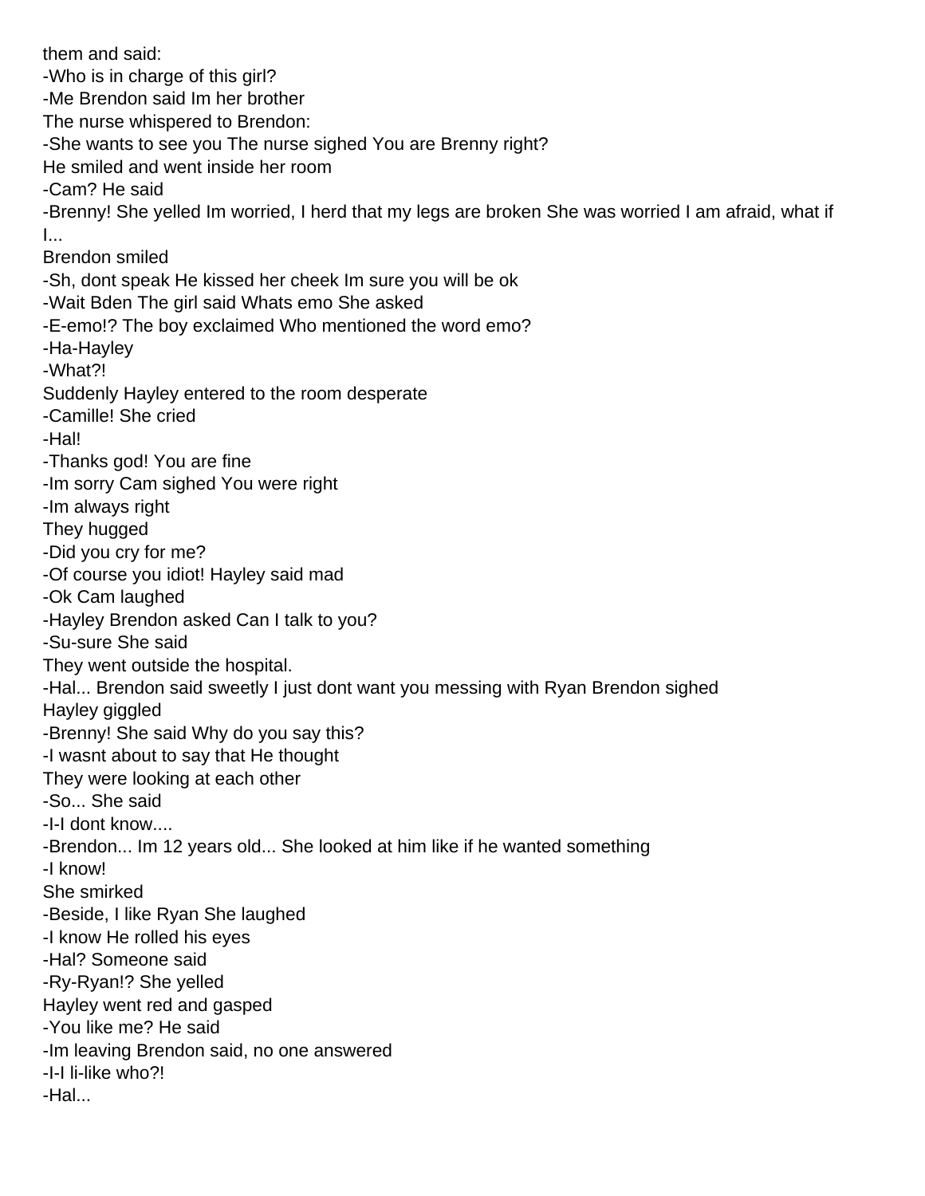them and said:

-Who is in charge of this girl?

-Me Brendon said Im her brother

The nurse whispered to Brendon:

-She wants to see you The nurse sighed You are Brenny right?

He smiled and went inside her room

-Cam? He said

-Brenny! She yelled Im worried, I herd that my legs are broken She was worried I am afraid, what if I...

Brendon smiled

-Sh, dont speak He kissed her cheek Im sure you will be ok

-Wait Bden The girl said Whats emo She asked

-E-emo!? The boy exclaimed Who mentioned the word emo?

-Ha-Hayley

-What?!

Suddenly Hayley entered to the room desperate

-Camille! She cried

-Hal!

-Thanks god! You are fine

-Im sorry Cam sighed You were right

-Im always right

They hugged

-Did you cry for me?

-Of course you idiot! Hayley said mad

-Ok Cam laughed

-Hayley Brendon asked Can I talk to you?

-Su-sure She said

They went outside the hospital.

-Hal... Brendon said sweetly I just dont want you messing with Ryan Brendon sighed

Hayley giggled

-Brenny! She said Why do you say this?

-I wasnt about to say that He thought

They were looking at each other

-So... She said

-I-I dont know....

-Brendon... Im 12 years old... She looked at him like if he wanted something

-I know!

She smirked

-Beside, I like Ryan She laughed

-I know He rolled his eyes

-Hal? Someone said

-Ry-Ryan!? She yelled

Hayley went red and gasped

-You like me? He said

-Im leaving Brendon said, no one answered

-I-I li-like who?!

-Hal...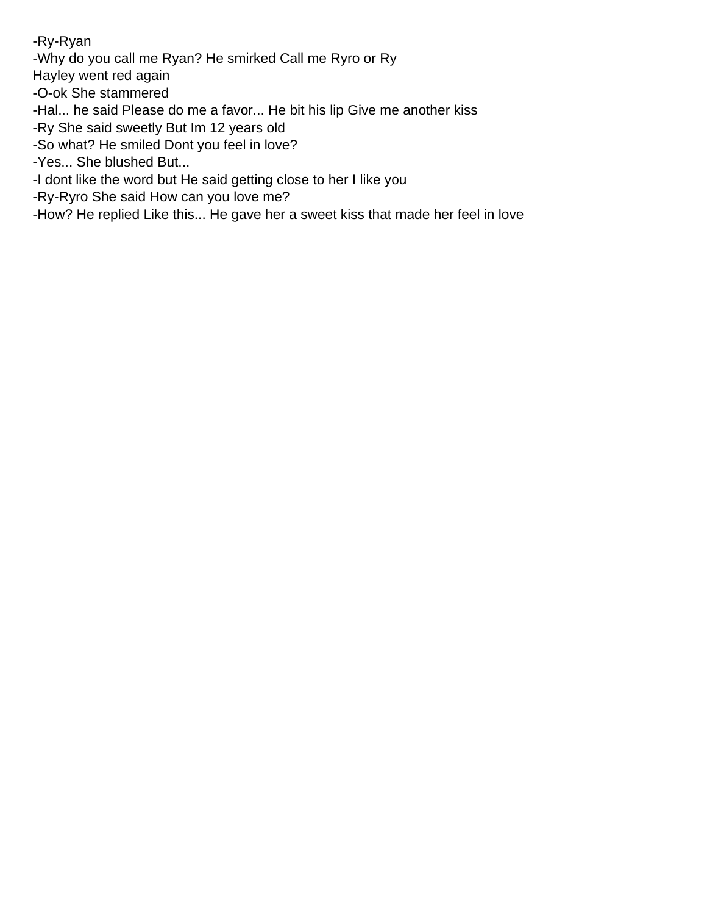-Ry-Ryan

-Why do you call me Ryan? He smirked Call me Ryro or Ry

Hayley went red again

-O-ok She stammered

-Hal... he said Please do me a favor... He bit his lip Give me another kiss

-Ry She said sweetly But Im 12 years old

-So what? He smiled Dont you feel in love?

-Yes... She blushed But...

-I dont like the word but He said getting close to her I like you

-Ry-Ryro She said How can you love me?

-How? He replied Like this... He gave her a sweet kiss that made her feel in love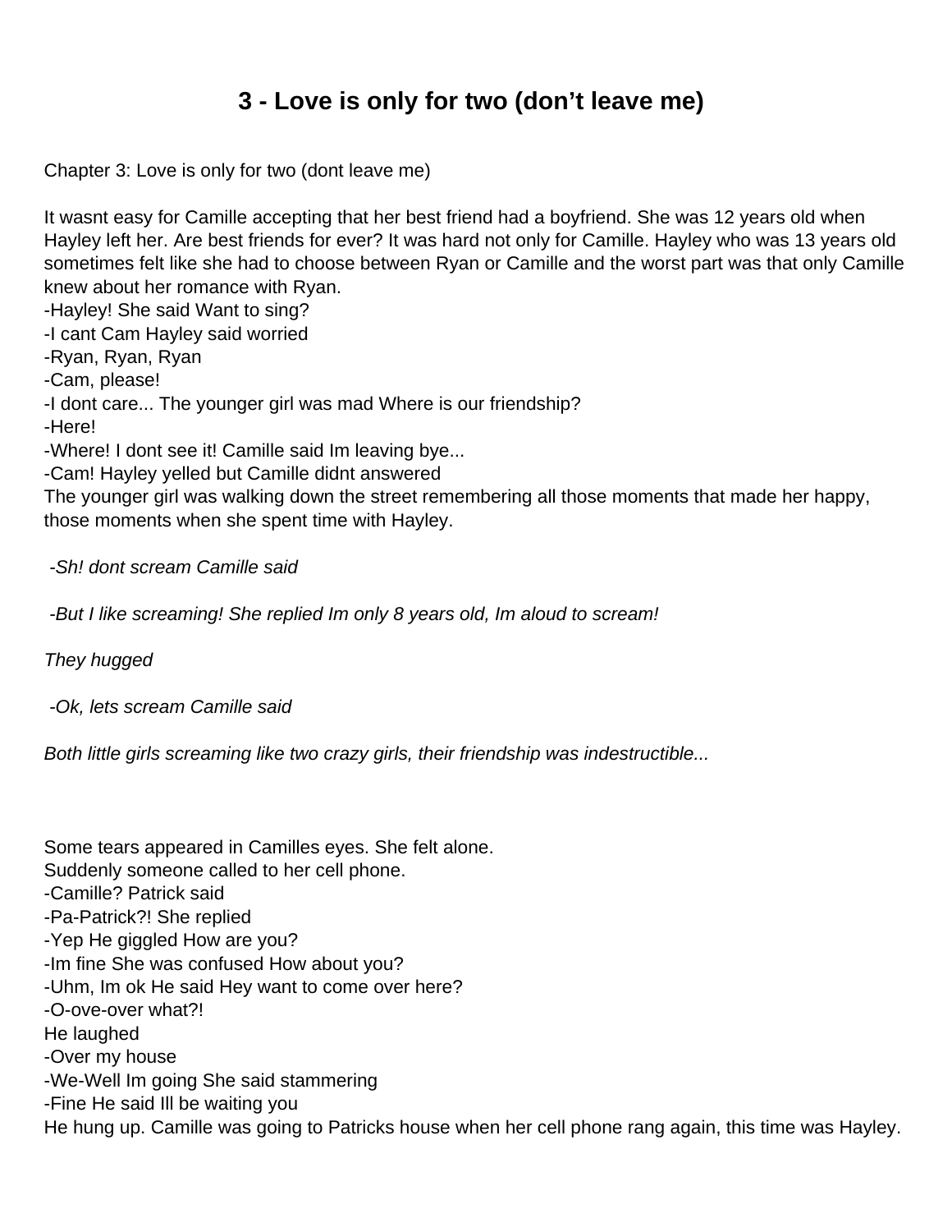# 3 - Love is only for two (don't leave me)

Chapter 3: Love is only for two (dont leave me)

It wasnt easy for Camille accepting that her best friend had a boyfriend. She was 12 years old when Hayley left her. Are best friends for ever? It was hard not only for Camille. Hayley who was 13 years old sometimes felt like she had to choose between Ryan or Camille and the worst part was that only Camille knew about her romance with Ryan.
-Hayley! She said Want to sing?
-I cant Cam Hayley said worried
-Ryan, Ryan, Ryan
-Cam, please!
-I dont care... The younger girl was mad Where is our friendship?
-Here!
-Where! I dont see it! Camille said Im leaving bye...
-Cam! Hayley yelled but Camille didnt answered
The younger girl was walking down the street remembering all those moments that made her happy, those moments when she spent time with Hayley.

*-Sh! dont scream Camille said*

*-But I like screaming! She replied Im only 8 years old, Im aloud to scream!*

*They hugged*

*-Ok, lets scream Camille said*

*Both little girls screaming like two crazy girls, their friendship was indestructible...*

Some tears appeared in Camilles eyes. She felt alone.
Suddenly someone called to her cell phone.
-Camille? Patrick said
-Pa-Patrick?! She replied
-Yep He giggled How are you?
-Im fine She was confused How about you?
-Uhm, Im ok He said Hey want to come over here?
-O-ove-over what?!
He laughed
-Over my house
-We-Well Im going She said stammering
-Fine He said Ill be waiting you
He hung up. Camille was going to Patricks house when her cell phone rang again, this time was Hayley.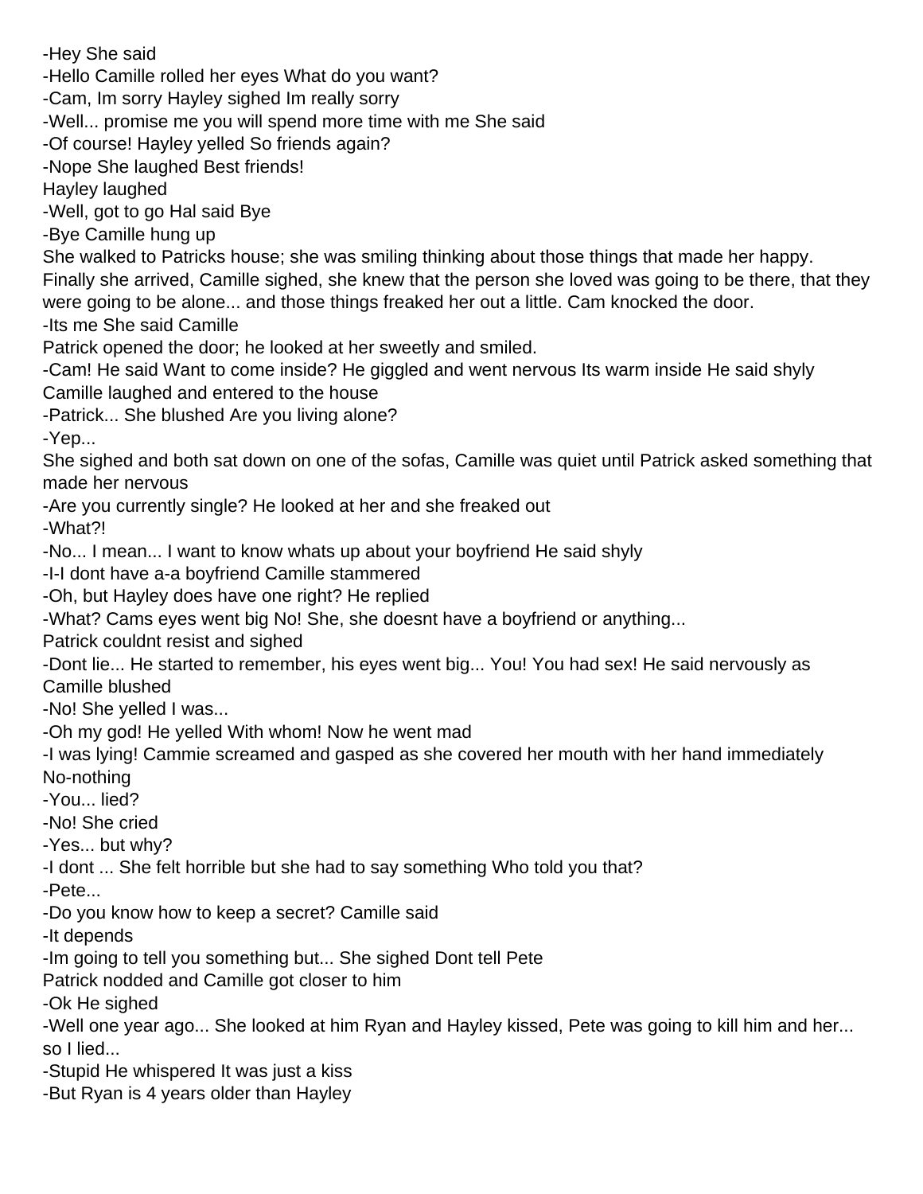-Hey She said
-Hello Camille rolled her eyes What do you want?
-Cam, Im sorry Hayley sighed Im really sorry
-Well... promise me you will spend more time with me She said
-Of course! Hayley yelled So friends again?
-Nope She laughed Best friends!
Hayley laughed
-Well, got to go Hal said Bye
-Bye Camille hung up
She walked to Patricks house; she was smiling thinking about those things that made her happy. Finally she arrived, Camille sighed, she knew that the person she loved was going to be there, that they were going to be alone... and those things freaked her out a little. Cam knocked the door.
-Its me She said Camille
Patrick opened the door; he looked at her sweetly and smiled.
-Cam! He said Want to come inside? He giggled and went nervous Its warm inside He said shyly
Camille laughed and entered to the house
-Patrick... She blushed Are you living alone?
-Yep...
She sighed and both sat down on one of the sofas, Camille was quiet until Patrick asked something that made her nervous
-Are you currently single? He looked at her and she freaked out
-What?!
-No... I mean... I want to know whats up about your boyfriend He said shyly
-I-I dont have a-a boyfriend Camille stammered
-Oh, but Hayley does have one right? He replied
-What? Cams eyes went big No! She, she doesnt have a boyfriend or anything...
Patrick couldnt resist and sighed
-Dont lie... He started to remember, his eyes went big... You! You had sex! He said nervously as Camille blushed
-No! She yelled I was...
-Oh my god! He yelled With whom! Now he went mad
-I was lying! Cammie screamed and gasped as she covered her mouth with her hand immediately No-nothing
-You... lied?
-No! She cried
-Yes... but why?
-I dont ... She felt horrible but she had to say something Who told you that?
-Pete...
-Do you know how to keep a secret? Camille said
-It depends
-Im going to tell you something but... She sighed Dont tell Pete
Patrick nodded and Camille got closer to him
-Ok He sighed
-Well one year ago... She looked at him Ryan and Hayley kissed, Pete was going to kill him and her... so I lied...
-Stupid He whispered It was just a kiss
-But Ryan is 4 years older than Hayley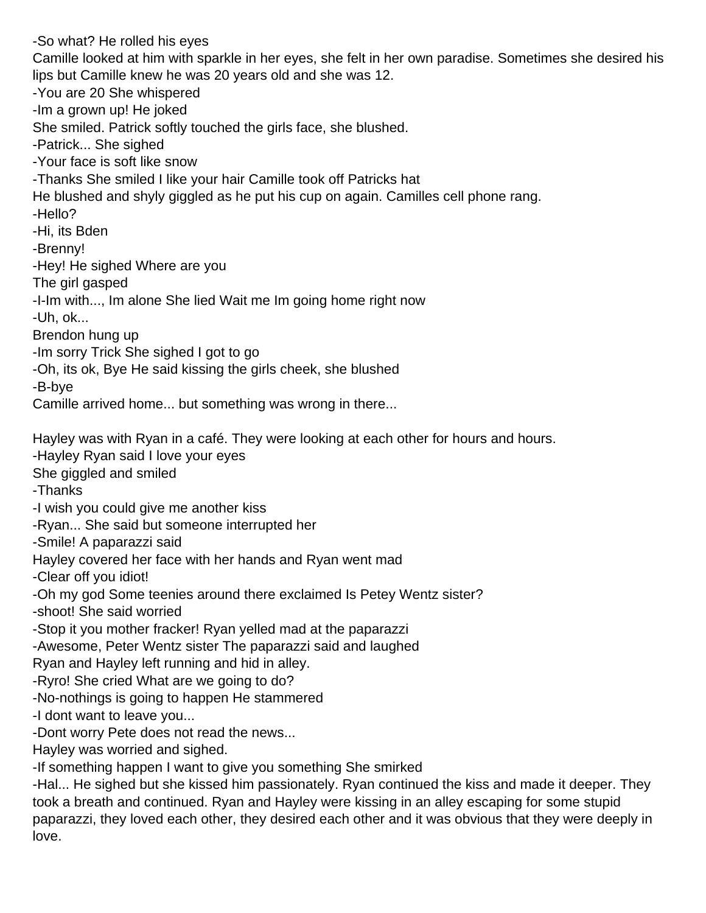-So what? He rolled his eyes

Camille looked at him with sparkle in her eyes, she felt in her own paradise. Sometimes she desired his lips but Camille knew he was 20 years old and she was 12.

-You are 20 She whispered

-Im a grown up! He joked

She smiled. Patrick softly touched the girls face, she blushed.

-Patrick... She sighed

-Your face is soft like snow

-Thanks She smiled I like your hair Camille took off Patricks hat

He blushed and shyly giggled as he put his cup on again. Camilles cell phone rang.

-Hello?

-Hi, its Bden

-Brenny!

-Hey! He sighed Where are you

The girl gasped

-I-Im with..., Im alone She lied Wait me Im going home right now

-Uh, ok...

Brendon hung up

-Im sorry Trick She sighed I got to go

-Oh, its ok, Bye He said kissing the girls cheek, she blushed

-B-bye

Camille arrived home... but something was wrong in there...

Hayley was with Ryan in a café. They were looking at each other for hours and hours.

-Hayley Ryan said I love your eyes

She giggled and smiled

-Thanks

-I wish you could give me another kiss

-Ryan... She said but someone interrupted her

-Smile! A paparazzi said

Hayley covered her face with her hands and Ryan went mad

-Clear off you idiot!

-Oh my god Some teenies around there exclaimed Is Petey Wentz sister?

-shoot! She said worried

-Stop it you mother fracker! Ryan yelled mad at the paparazzi

-Awesome, Peter Wentz sister The paparazzi said and laughed

Ryan and Hayley left running and hid in alley.

-Ryro! She cried What are we going to do?

-No-nothings is going to happen He stammered

-I dont want to leave you...

-Dont worry Pete does not read the news...

Hayley was worried and sighed.

-If something happen I want to give you something She smirked

-Hal... He sighed but she kissed him passionately. Ryan continued the kiss and made it deeper. They took a breath and continued. Ryan and Hayley were kissing in an alley escaping for some stupid paparazzi, they loved each other, they desired each other and it was obvious that they were deeply in love.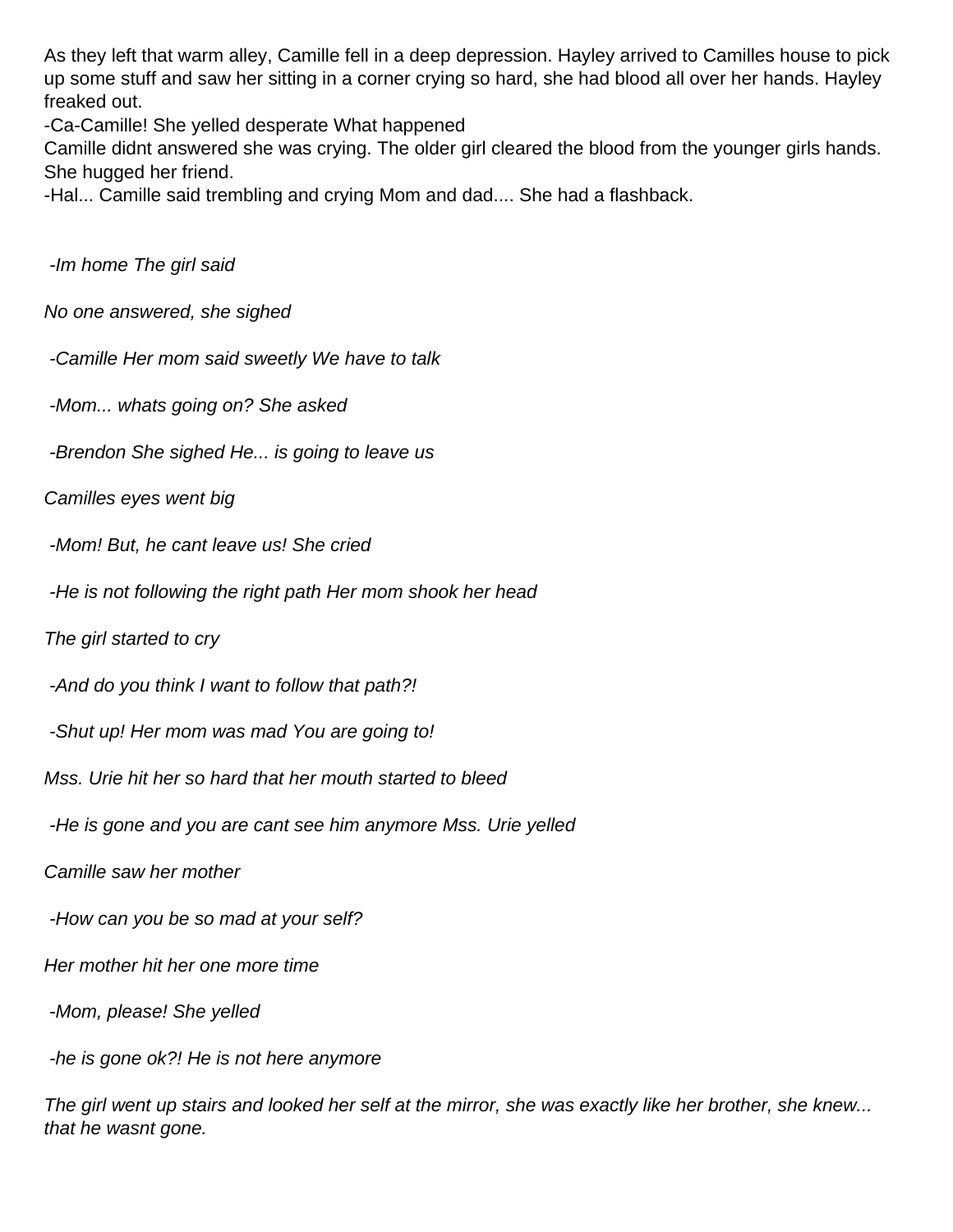As they left that warm alley, Camille fell in a deep depression. Hayley arrived to Camilles house to pick up some stuff and saw her sitting in a corner crying so hard, she had blood all over her hands. Hayley freaked out.

-Ca-Camille! She yelled desperate What happened

Camille didnt answered she was crying. The older girl cleared the blood from the younger girls hands. She hugged her friend.

-Hal... Camille said trembling and crying Mom and dad.... She had a flashback.

*-Im home The girl said*

*No one answered, she sighed*

*-Camille Her mom said sweetly We have to talk*

*-Mom... whats going on? She asked*

*-Brendon She sighed He... is going to leave us*

*Camilles eyes went big*

*-Mom! But, he cant leave us! She cried*

*-He is not following the right path Her mom shook her head*

*The girl started to cry*

*-And do you think I want to follow that path?!*

*-Shut up! Her mom was mad You are going to!*

*Mss. Urie hit her so hard that her mouth started to bleed*

*-He is gone and you are cant see him anymore Mss. Urie yelled*

*Camille saw her mother*

*-How can you be so mad at your self?*

*Her mother hit her one more time*

*-Mom, please! She yelled*

*-he is gone ok?! He is not here anymore*

*The girl went up stairs and looked her self at the mirror, she was exactly like her brother, she knew... that he wasnt gone.*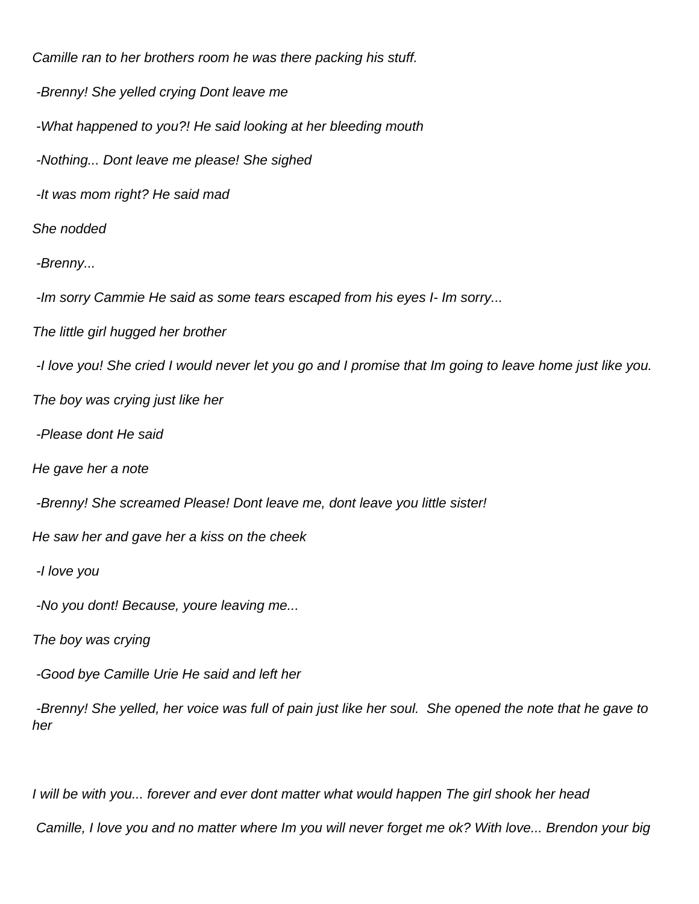*Camille ran to her brothers room he was there packing his stuff.*

*-Brenny! She yelled crying Dont leave me*

*-What happened to you?! He said looking at her bleeding mouth*

*-Nothing... Dont leave me please! She sighed*

*-It was mom right? He said mad*

*She nodded*

*-Brenny...*

*-Im sorry Cammie He said as some tears escaped from his eyes I- Im sorry...*

*The little girl hugged her brother*

*-I love you! She cried I would never let you go and I promise that Im going to leave home just like you.*

*The boy was crying just like her*

*-Please dont He said*

*He gave her a note*

*-Brenny! She screamed Please! Dont leave me, dont leave you little sister!*

*He saw her and gave her a kiss on the cheek*

*-I love you*

*-No you dont! Because, youre leaving me...*

*The boy was crying*

*-Good bye Camille Urie He said and left her*

*-Brenny! She yelled, her voice was full of pain just like her soul. She opened the note that he gave to her*

*I will be with you... forever and ever dont matter what would happen The girl shook her head*

*Camille, I love you and no matter where Im you will never forget me ok? With love... Brendon your big*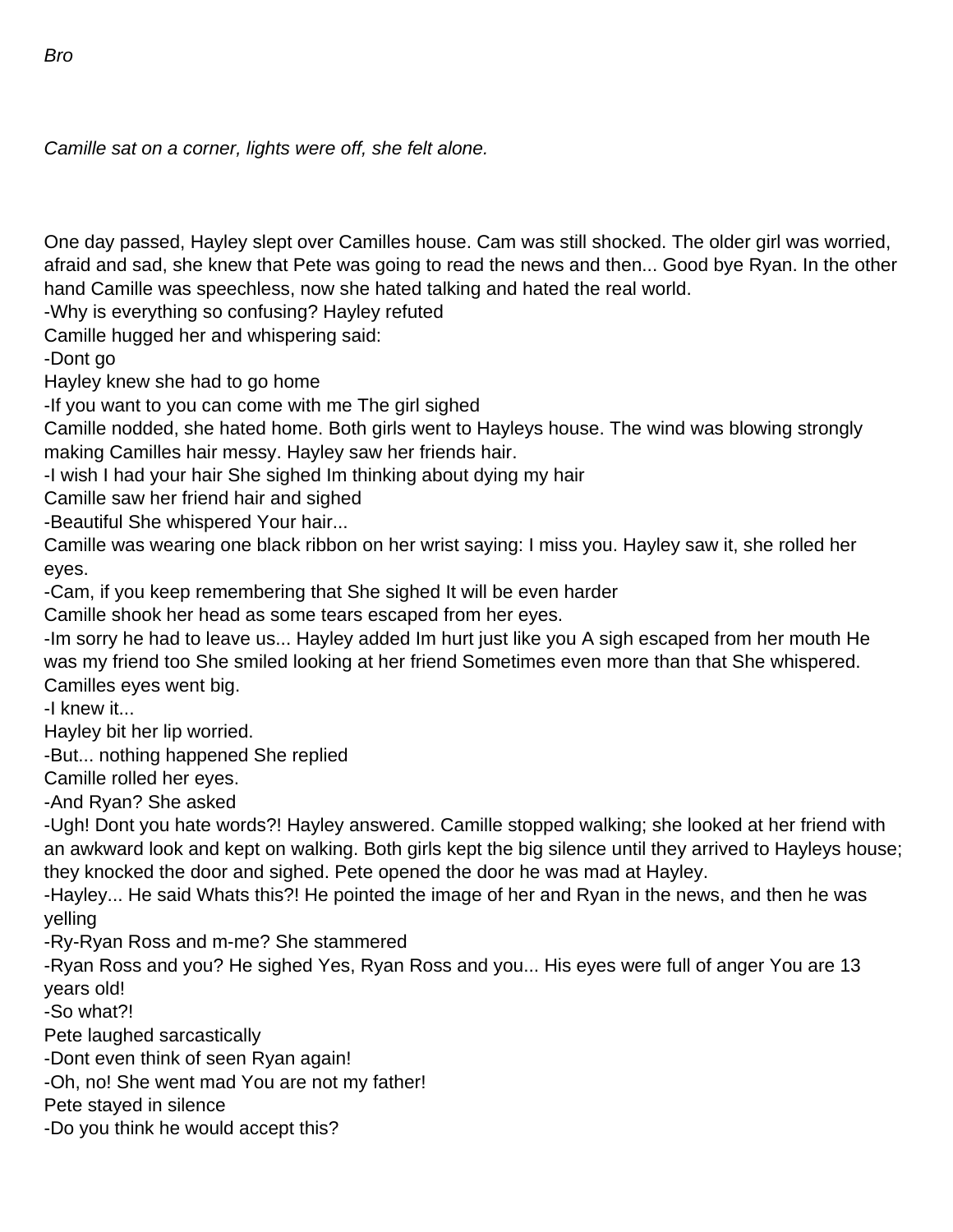*Bro*

*Camille sat on a corner, lights were off, she felt alone.*

One day passed, Hayley slept over Camilles house. Cam was still shocked. The older girl was worried, afraid and sad, she knew that Pete was going to read the news and then... Good bye Ryan. In the other hand Camille was speechless, now she hated talking and hated the real world.

-Why is everything so confusing? Hayley refuted

Camille hugged her and whispering said:

-Dont go

Hayley knew she had to go home

-If you want to you can come with me The girl sighed

Camille nodded, she hated home. Both girls went to Hayleys house. The wind was blowing strongly making Camilles hair messy. Hayley saw her friends hair.

-I wish I had your hair She sighed Im thinking about dying my hair

Camille saw her friend hair and sighed

-Beautiful She whispered Your hair...

Camille was wearing one black ribbon on her wrist saying: I miss you. Hayley saw it, she rolled her eyes.

-Cam, if you keep remembering that She sighed It will be even harder

Camille shook her head as some tears escaped from her eyes.

-Im sorry he had to leave us... Hayley added Im hurt just like you A sigh escaped from her mouth He was my friend too She smiled looking at her friend Sometimes even more than that She whispered. Camilles eyes went big.

-I knew it...

Hayley bit her lip worried.

-But... nothing happened She replied

Camille rolled her eyes.

-And Ryan? She asked

-Ugh! Dont you hate words?! Hayley answered. Camille stopped walking; she looked at her friend with an awkward look and kept on walking. Both girls kept the big silence until they arrived to Hayleys house; they knocked the door and sighed. Pete opened the door he was mad at Hayley.

-Hayley... He said Whats this?! He pointed the image of her and Ryan in the news, and then he was yelling

-Ry-Ryan Ross and m-me? She stammered

-Ryan Ross and you? He sighed Yes, Ryan Ross and you... His eyes were full of anger You are 13 years old!

-So what?!

Pete laughed sarcastically

-Dont even think of seen Ryan again!

-Oh, no! She went mad You are not my father!

Pete stayed in silence

-Do you think he would accept this?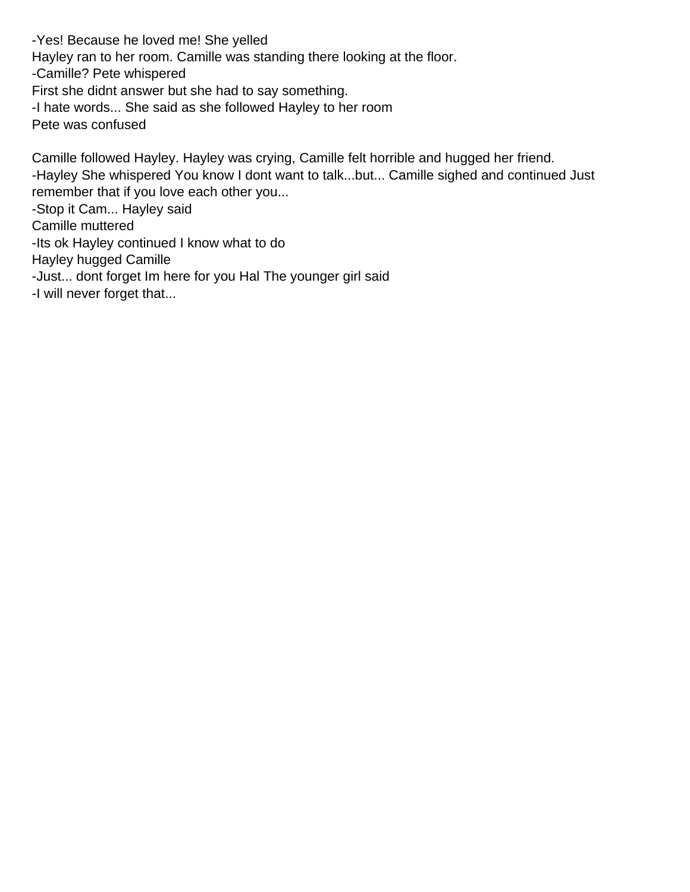-Yes! Because he loved me! She yelled
Hayley ran to her room. Camille was standing there looking at the floor.
-Camille? Pete whispered
First she didnt answer but she had to say something.
-I hate words... She said as she followed Hayley to her room
Pete was confused

Camille followed Hayley. Hayley was crying, Camille felt horrible and hugged her friend.
-Hayley She whispered You know I dont want to talk...but... Camille sighed and continued Just remember that if you love each other you...
-Stop it Cam... Hayley said
Camille muttered
-Its ok Hayley continued I know what to do
Hayley hugged Camille
-Just... dont forget Im here for you Hal The younger girl said
-I will never forget that...